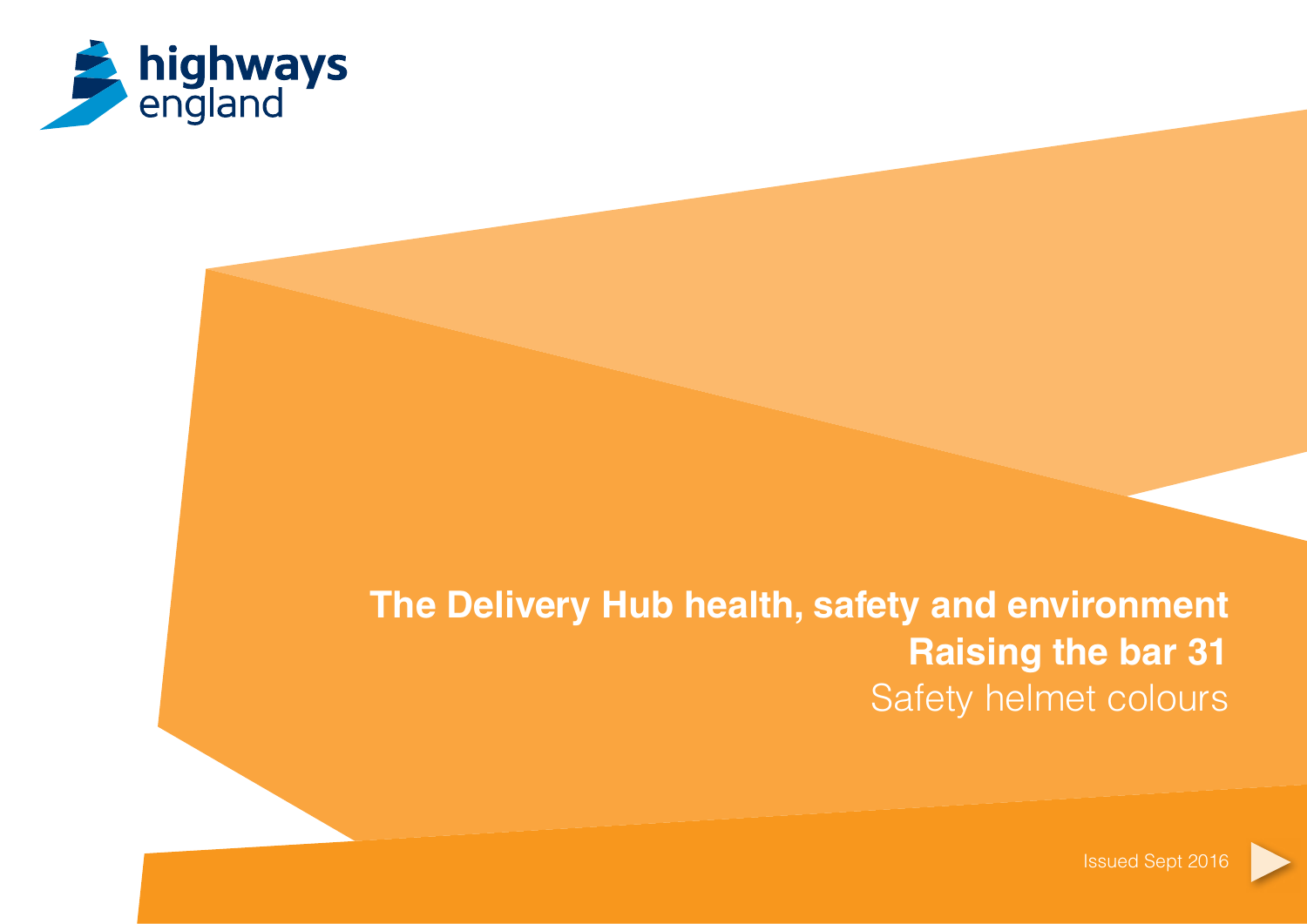highways england

# The Delivery Hub health, safety and environment

## Raising the bar 31

Safety helmet colours

Issued Sept 2016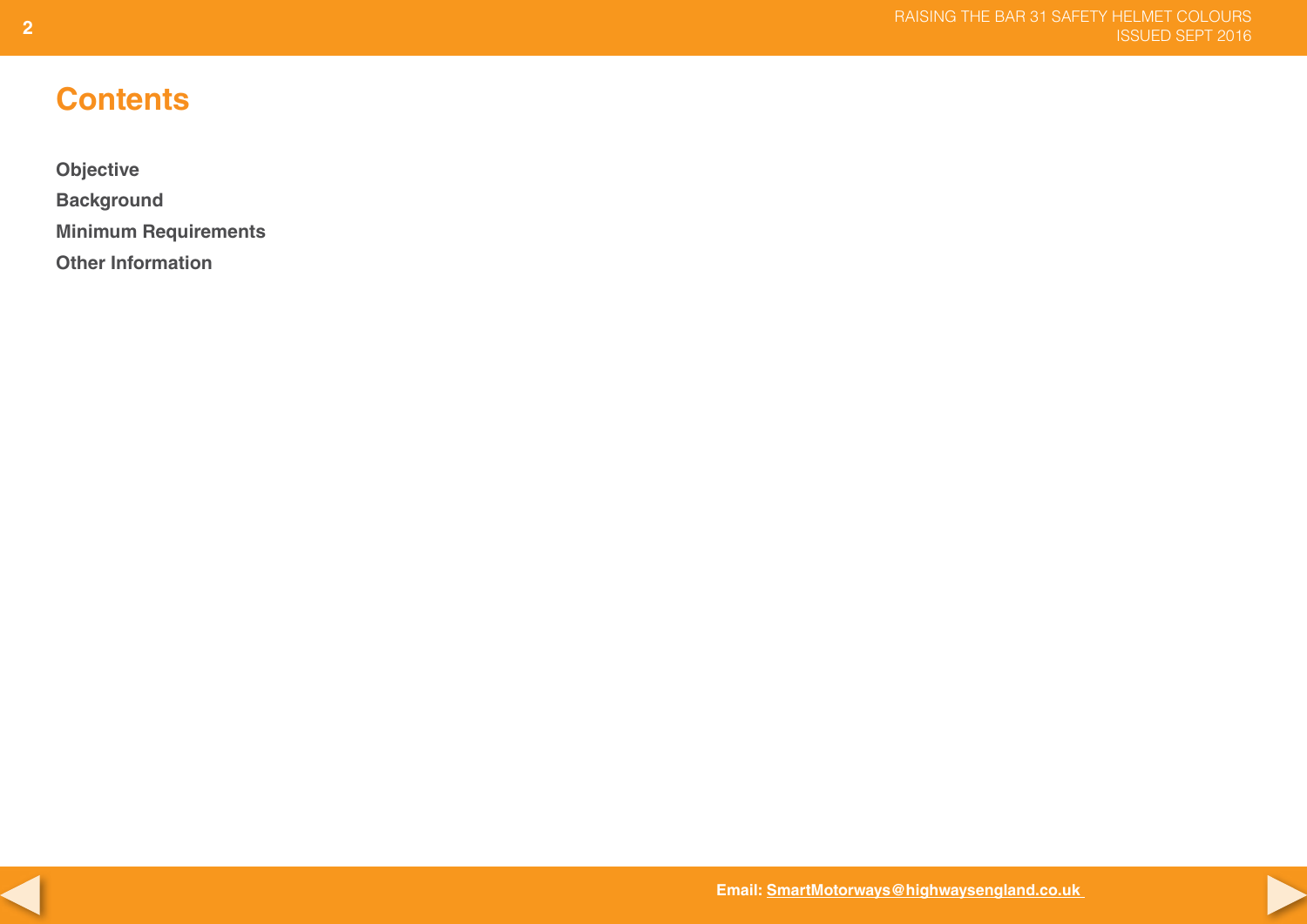# Contents

**Objective**

**Background**

**Minimum Requirements**

**Other Information**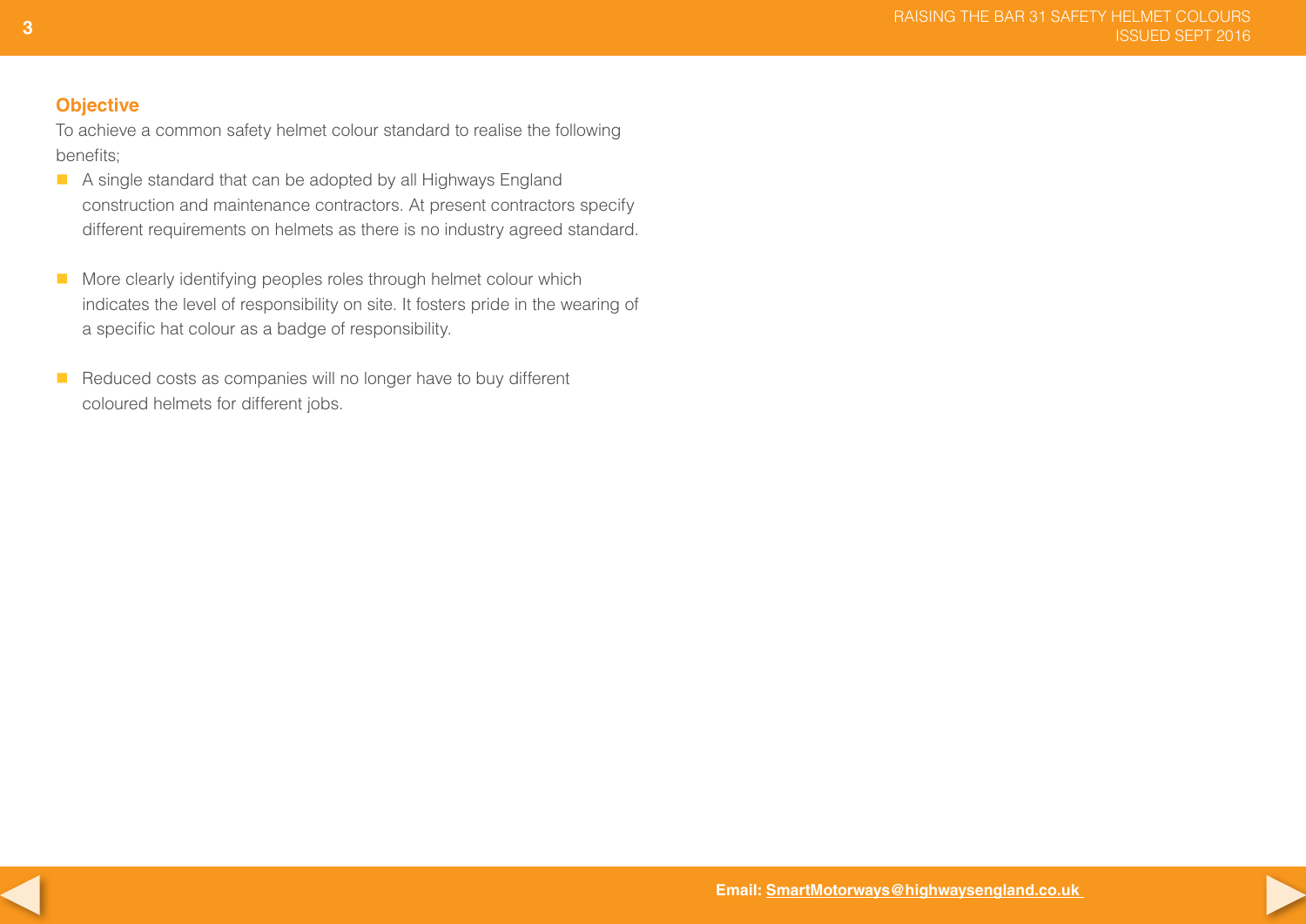## Objective

To achieve a common safety helmet colour standard to realise the following benefits;

- A single standard that can be adopted by all Highways England construction and maintenance contractors. At present contractors specify different requirements on helmets as there is no industry agreed standard.
- More clearly identifying peoples roles through helmet colour which indicates the level of responsibility on site. It fosters pride in the wearing of a specific hat colour as a badge of responsibility.
- Reduced costs as companies will no longer have to buy different coloured helmets for different jobs.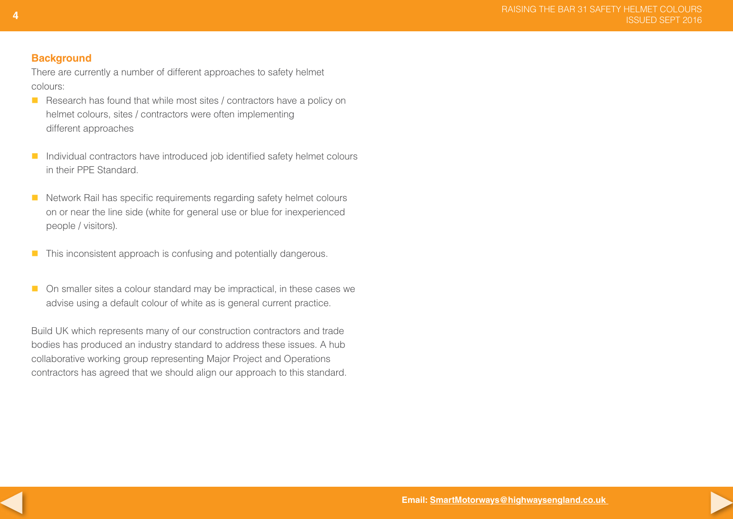## Background

There are currently a number of different approaches to safety helmet colours:

- Research has found that while most sites / contractors have a policy on helmet colours, sites / contractors were often implementing different approaches
- Individual contractors have introduced job identified safety helmet colours in their PPE Standard.
- Network Rail has specific requirements regarding safety helmet colours on or near the line side (white for general use or blue for inexperienced people / visitors).
- This inconsistent approach is confusing and potentially dangerous.
- On smaller sites a colour standard may be impractical, in these cases we advise using a default colour of white as is general current practice.

Build UK which represents many of our construction contractors and trade bodies has produced an industry standard to address these issues. A hub collaborative working group representing Major Project and Operations contractors has agreed that we should align our approach to this standard.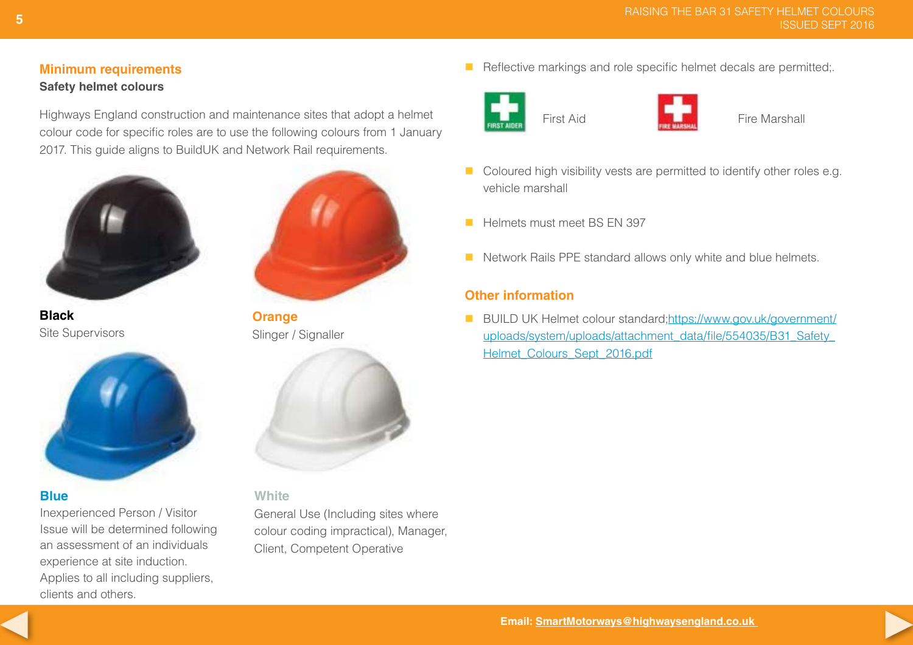## Minimum requirements

### Safety helmet colours

Highways England construction and maintenance sites that adopt a helmet colour code for specific roles are to use the following colours from 1 January 2017. This guide aligns to BuildUK and Network Rail requirements.

**Black**
Site Supervisors

**Orange**
Slinger / Signaller

**Blue**
Inexperienced Person / Visitor
Issue will be determined following an assessment of an individuals experience at site induction.
Applies to all including suppliers, clients and others.

**White**
General Use (Including sites where colour coding impractical), Manager, Client, Competent Operative

- Reflective markings and role specific helmet decals are permitted;.

  First Aid

  Fire Marshall

- Coloured high visibility vests are permitted to identify other roles e.g. vehicle marshall
- Helmets must meet BS EN 397
- Network Rails PPE standard allows only white and blue helmets.

## Other information

- BUILD UK Helmet colour standard;https://www.gov.uk/government/uploads/system/uploads/attachment_data/file/554035/B31_Safety_Helmet_Colours_Sept_2016.pdf

**Email: SmartMotorways@highwaysengland.co.uk**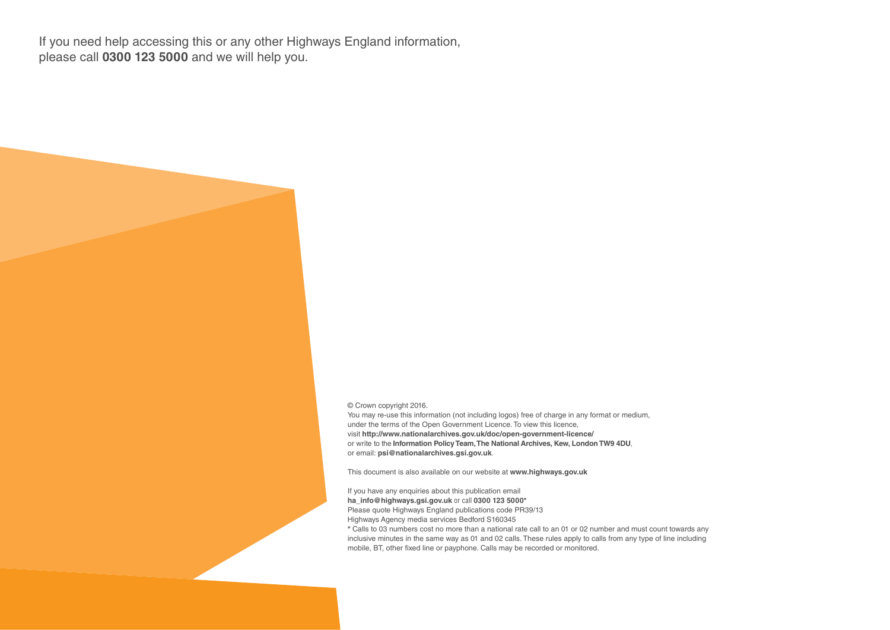If you need help accessing this or any other Highways England information, please call **0300 123 5000** and we will help you.

© Crown copyright 2016.
You may re-use this information (not including logos) free of charge in any format or medium, under the terms of the Open Government Licence. To view this licence, visit **http://www.nationalarchives.gov.uk/doc/open-government-licence/** or write to the **Information Policy Team, The National Archives, Kew, London TW9 4DU**, or email: **psi@nationalarchives.gsi.gov.uk**.

This document is also available on our website at **www.highways.gov.uk**

If you have any enquiries about this publication email **ha_info@highways.gsi.gov.uk** or call **0300 123 5000***
Please quote Highways England publications code PR39/13
Highways Agency media services Bedford S160345
* Calls to 03 numbers cost no more than a national rate call to an 01 or 02 number and must count towards any inclusive minutes in the same way as 01 and 02 calls. These rules apply to calls from any type of line including mobile, BT, other fixed line or payphone. Calls may be recorded or monitored.